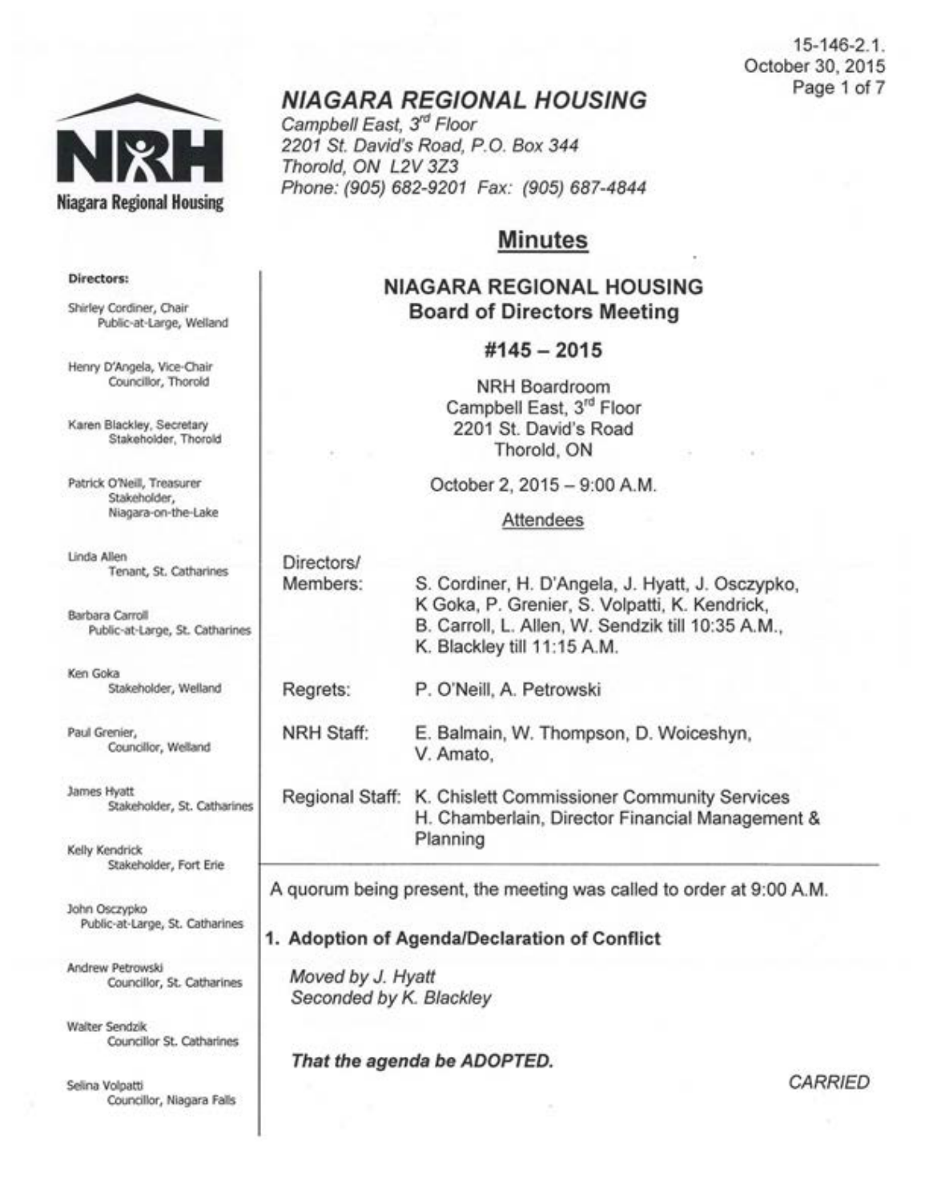# NIAGARA REGIONAL HOUSING

*Campbell East, 3rd Floor*
*2201 St. David's Road, P.O. Box 344*
*Thorold, ON L2V 3Z3*
*Phone: (905) 682-9201 Fax: (905) 687-4844*

15-146-2.1.
October 30, 2015

**Directors:**

Shirley Cordiner, Chair
Public-at-Large, Welland

Henry D'Angela, Vice-Chair
Councillor, Thorold

Karen Blackley, Secretary
Stakeholder, Thorold

Patrick O'Neill, Treasurer
Stakeholder, Niagara-on-the-Lake

Linda Allen
Tenant, St. Catharines

Barbara Carroll
Public-at-Large, St. Catharines

Ken Goka
Stakeholder, Welland

Paul Grenier,
Councillor, Welland

James Hyatt
Stakeholder, St. Catharines

Kelly Kendrick
Stakeholder, Fort Erie

John Osczypko
Public-at-Large, St. Catharines

Andrew Petrowski
Councillor, St. Catharines

Walter Sendzik
Councillor St. Catharines

Selina Volpatti
Councillor, Niagara Falls

## Minutes

### NIAGARA REGIONAL HOUSING
### Board of Directors Meeting

### #145 – 2015

NRH Boardroom
Campbell East, 3rd Floor
2201 St. David's Road
Thorold, ON

October 2, 2015 – 9:00 A.M.

Attendees

| | |
|---|---|
| Directors/ Members: | S. Cordiner, H. D'Angela, J. Hyatt, J. Osczypko, K Goka, P. Grenier, S. Volpatti, K. Kendrick, B. Carroll, L. Allen, W. Sendzik till 10:35 A.M., K. Blackley till 11:15 A.M. |
| Regrets: | P. O'Neill, A. Petrowski |
| NRH Staff: | E. Balmain, W. Thompson, D. Woiceshyn, V. Amato, |
| Regional Staff: | K. Chislett Commissioner Community Services<br>H. Chamberlain, Director Financial Management & Planning |

A quorum being present, the meeting was called to order at 9:00 A.M.

**1. Adoption of Agenda/Declaration of Conflict**

*Moved by J. Hyatt*
*Seconded by K. Blackley*

***That the agenda be ADOPTED.***

*CARRIED*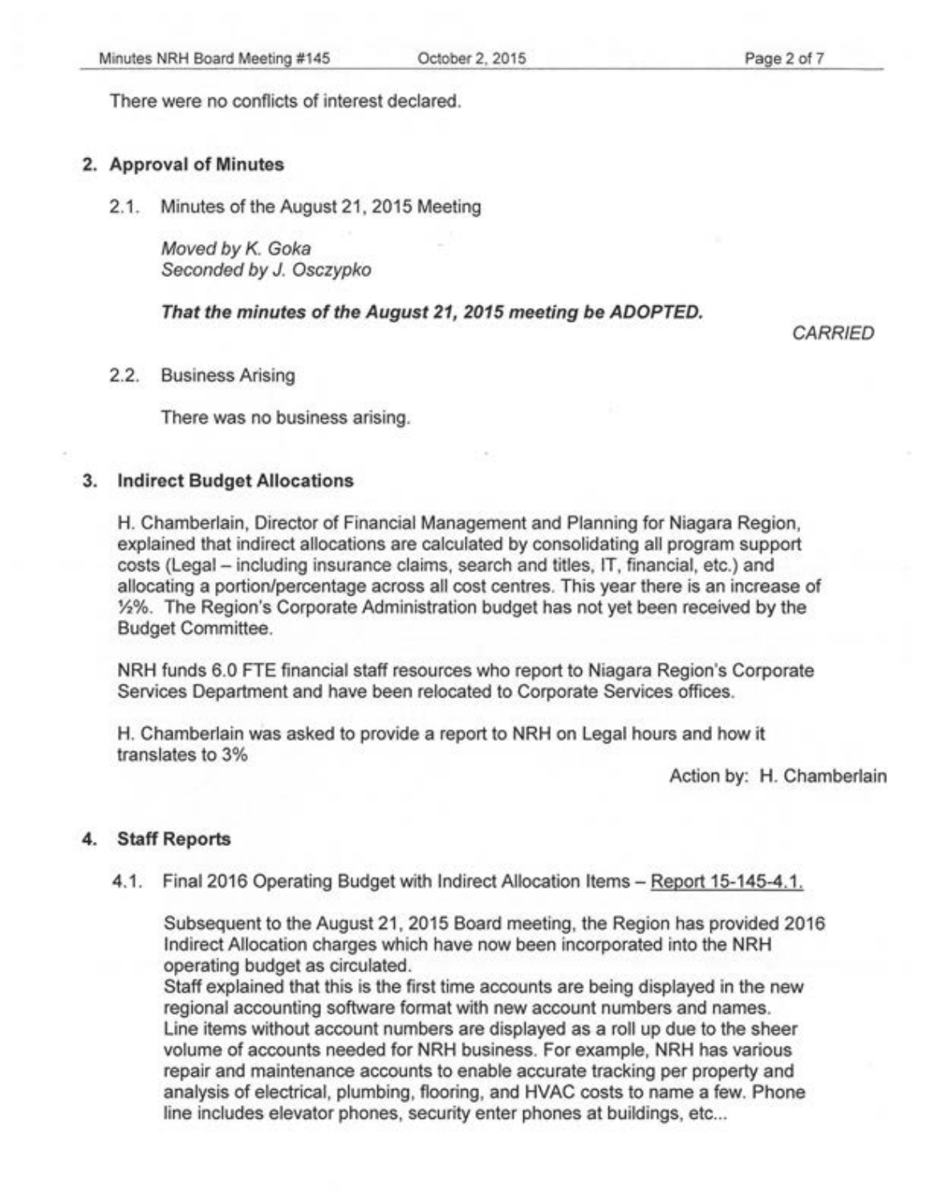There were no conflicts of interest declared.

## 2. Approval of Minutes

2.1. Minutes of the August 21, 2015 Meeting

*Moved by K. Goka*
*Seconded by J. Osczypko*

***That the minutes of the August 21, 2015 meeting be ADOPTED.***

*CARRIED*

2.2. Business Arising

There was no business arising.

## 3. Indirect Budget Allocations

H. Chamberlain, Director of Financial Management and Planning for Niagara Region, explained that indirect allocations are calculated by consolidating all program support costs (Legal – including insurance claims, search and titles, IT, financial, etc.) and allocating a portion/percentage across all cost centres. This year there is an increase of ½%. The Region's Corporate Administration budget has not yet been received by the Budget Committee.

NRH funds 6.0 FTE financial staff resources who report to Niagara Region's Corporate Services Department and have been relocated to Corporate Services offices.

H. Chamberlain was asked to provide a report to NRH on Legal hours and how it translates to 3%

Action by: H. Chamberlain

## 4. Staff Reports

4.1. Final 2016 Operating Budget with Indirect Allocation Items – Report 15-145-4.1.

Subsequent to the August 21, 2015 Board meeting, the Region has provided 2016 Indirect Allocation charges which have now been incorporated into the NRH operating budget as circulated.
Staff explained that this is the first time accounts are being displayed in the new regional accounting software format with new account numbers and names. Line items without account numbers are displayed as a roll up due to the sheer volume of accounts needed for NRH business. For example, NRH has various repair and maintenance accounts to enable accurate tracking per property and analysis of electrical, plumbing, flooring, and HVAC costs to name a few. Phone line includes elevator phones, security enter phones at buildings, etc...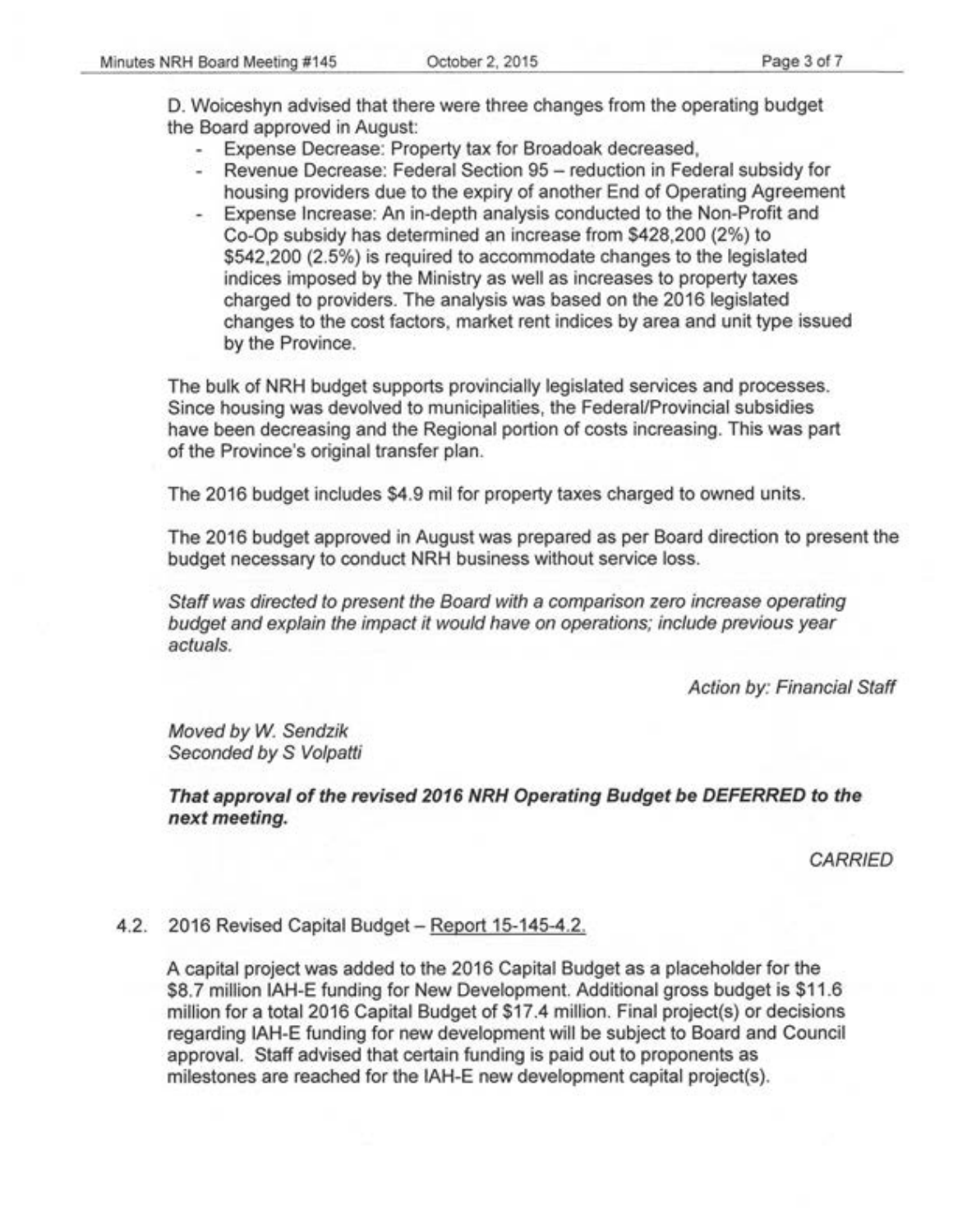D. Woiceshyn advised that there were three changes from the operating budget the Board approved in August:

- Expense Decrease: Property tax for Broadoak decreased,
- Revenue Decrease: Federal Section 95 – reduction in Federal subsidy for housing providers due to the expiry of another End of Operating Agreement
- Expense Increase: An in-depth analysis conducted to the Non-Profit and Co-Op subsidy has determined an increase from $428,200 (2%) to $542,200 (2.5%) is required to accommodate changes to the legislated indices imposed by the Ministry as well as increases to property taxes charged to providers. The analysis was based on the 2016 legislated changes to the cost factors, market rent indices by area and unit type issued by the Province.

The bulk of NRH budget supports provincially legislated services and processes. Since housing was devolved to municipalities, the Federal/Provincial subsidies have been decreasing and the Regional portion of costs increasing. This was part of the Province's original transfer plan.

The 2016 budget includes $4.9 mil for property taxes charged to owned units.

The 2016 budget approved in August was prepared as per Board direction to present the budget necessary to conduct NRH business without service loss.

*Staff was directed to present the Board with a comparison zero increase operating budget and explain the impact it would have on operations; include previous year actuals.*

*Action by: Financial Staff*

*Moved by W. Sendzik*
*Seconded by S Volpatti*

***That approval of the revised 2016 NRH Operating Budget be DEFERRED to the next meeting.***

*CARRIED*

4.2. 2016 Revised Capital Budget – Report 15-145-4.2.

A capital project was added to the 2016 Capital Budget as a placeholder for the $8.7 million IAH-E funding for New Development. Additional gross budget is $11.6 million for a total 2016 Capital Budget of $17.4 million. Final project(s) or decisions regarding IAH-E funding for new development will be subject to Board and Council approval. Staff advised that certain funding is paid out to proponents as milestones are reached for the IAH-E new development capital project(s).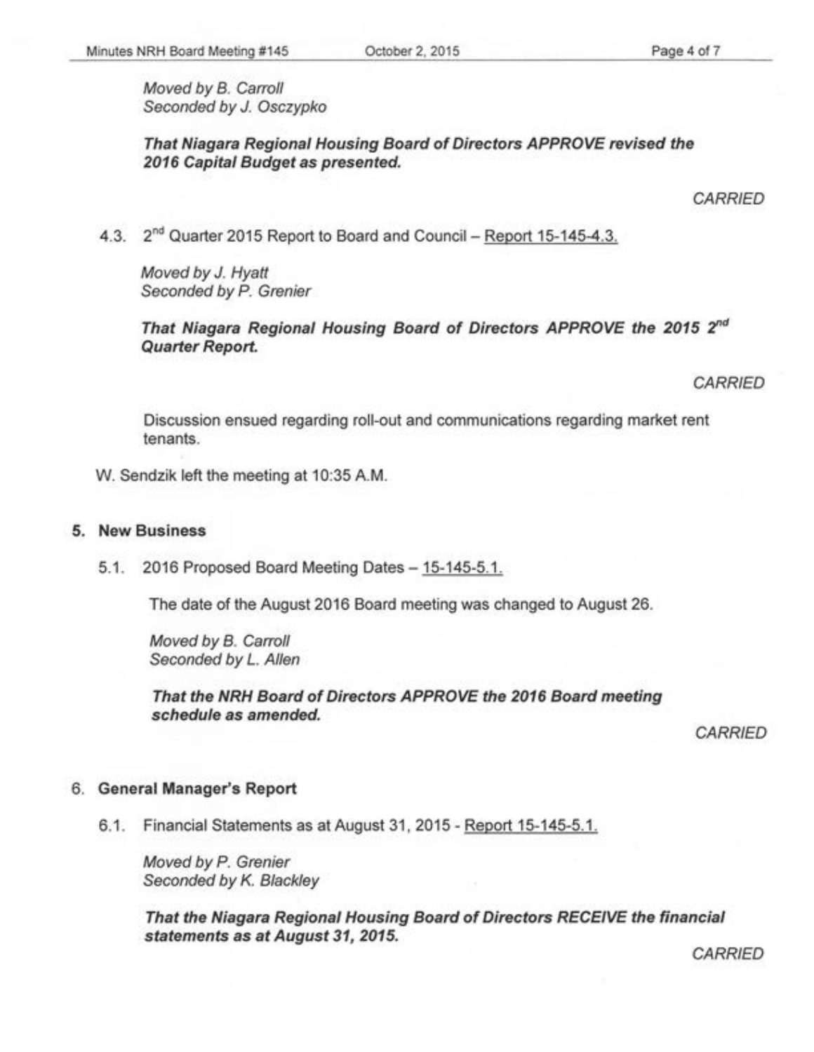*Moved by B. Carroll*
*Seconded by J. Osczypko*

***That Niagara Regional Housing Board of Directors APPROVE revised the 2016 Capital Budget as presented.***

*CARRIED*

4.3. 2nd Quarter 2015 Report to Board and Council – Report 15-145-4.3.

*Moved by J. Hyatt*
*Seconded by P. Grenier*

***That Niagara Regional Housing Board of Directors APPROVE the 2015 2nd Quarter Report.***

*CARRIED*

Discussion ensued regarding roll-out and communications regarding market rent tenants.

W. Sendzik left the meeting at 10:35 A.M.

## 5. New Business

5.1. 2016 Proposed Board Meeting Dates – 15-145-5.1.

The date of the August 2016 Board meeting was changed to August 26.

*Moved by B. Carroll*
*Seconded by L. Allen*

***That the NRH Board of Directors APPROVE the 2016 Board meeting schedule as amended.***

*CARRIED*

## 6. General Manager's Report

6.1. Financial Statements as at August 31, 2015 - Report 15-145-5.1.

*Moved by P. Grenier*
*Seconded by K. Blackley*

***That the Niagara Regional Housing Board of Directors RECEIVE the financial statements as at August 31, 2015.***

*CARRIED*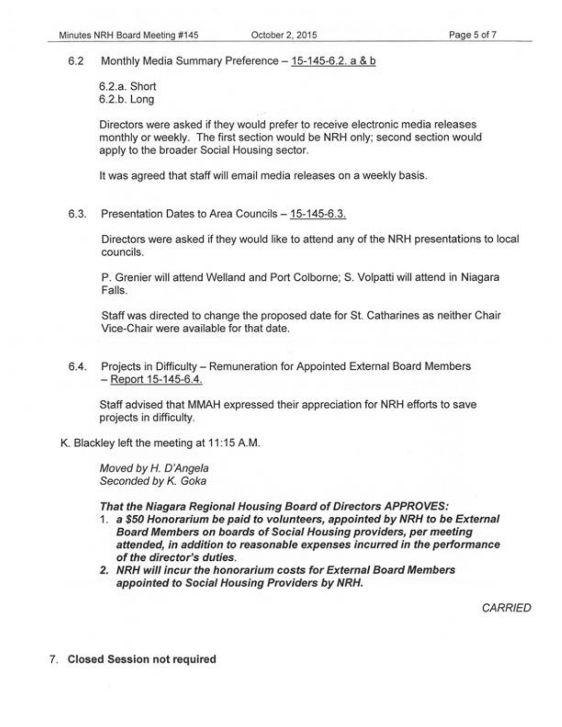6.2 Monthly Media Summary Preference – 15-145-6.2. a & b

6.2.a. Short
6.2.b. Long

Directors were asked if they would prefer to receive electronic media releases monthly or weekly. The first section would be NRH only; second section would apply to the broader Social Housing sector.

It was agreed that staff will email media releases on a weekly basis.

6.3. Presentation Dates to Area Councils – 15-145-6.3.

Directors were asked if they would like to attend any of the NRH presentations to local councils.

P. Grenier will attend Welland and Port Colborne; S. Volpatti will attend in Niagara Falls.

Staff was directed to change the proposed date for St. Catharines as neither Chair Vice-Chair were available for that date.

6.4. Projects in Difficulty – Remuneration for Appointed External Board Members – Report 15-145-6.4.

Staff advised that MMAH expressed their appreciation for NRH efforts to save projects in difficulty.

K. Blackley left the meeting at 11:15 A.M.

*Moved by H. D'Angela*
*Seconded by K. Goka*

***That the Niagara Regional Housing Board of Directors APPROVES:***

1. ***a $50 Honorarium be paid to volunteers, appointed by NRH to be External Board Members on boards of Social Housing providers, per meeting attended, in addition to reasonable expenses incurred in the performance of the director's duties.***
2. ***NRH will incur the honorarium costs for External Board Members appointed to Social Housing Providers by NRH.***

*CARRIED*

7. **Closed Session not required**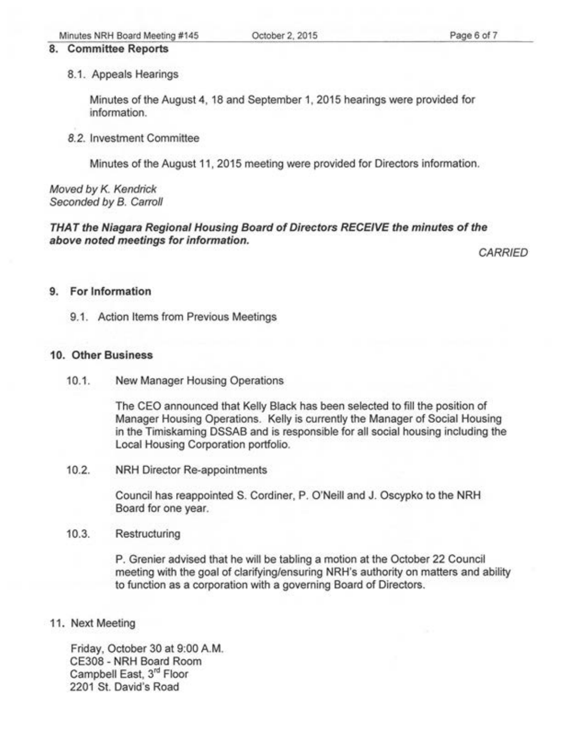## 8. Committee Reports

### 8.1. Appeals Hearings

Minutes of the August 4, 18 and September 1, 2015 hearings were provided for information.

### *8.2.* Investment Committee

Minutes of the August 11, 2015 meeting were provided for Directors information.

*Moved by K. Kendrick*
*Seconded by B. Carroll*

***THAT the Niagara Regional Housing Board of Directors RECEIVE the minutes of the above noted meetings for information.***

*CARRIED*

## 9. For Information

### 9.1. Action Items from Previous Meetings

## 10. Other Business

### 10.1. New Manager Housing Operations

The CEO announced that Kelly Black has been selected to fill the position of Manager Housing Operations. Kelly is currently the Manager of Social Housing in the Timiskaming DSSAB and is responsible for all social housing including the Local Housing Corporation portfolio.

### 10.2. NRH Director Re-appointments

Council has reappointed S. Cordiner, P. O'Neill and J. Oscypko to the NRH Board for one year.

### 10.3. Restructuring

P. Grenier advised that he will be tabling a motion at the October 22 Council meeting with the goal of clarifying/ensuring NRH's authority on matters and ability to function as a corporation with a governing Board of Directors.

## 11. Next Meeting

Friday, October 30 at 9:00 A.M.
CE308 - NRH Board Room
Campbell East, 3rd Floor
2201 St. David's Road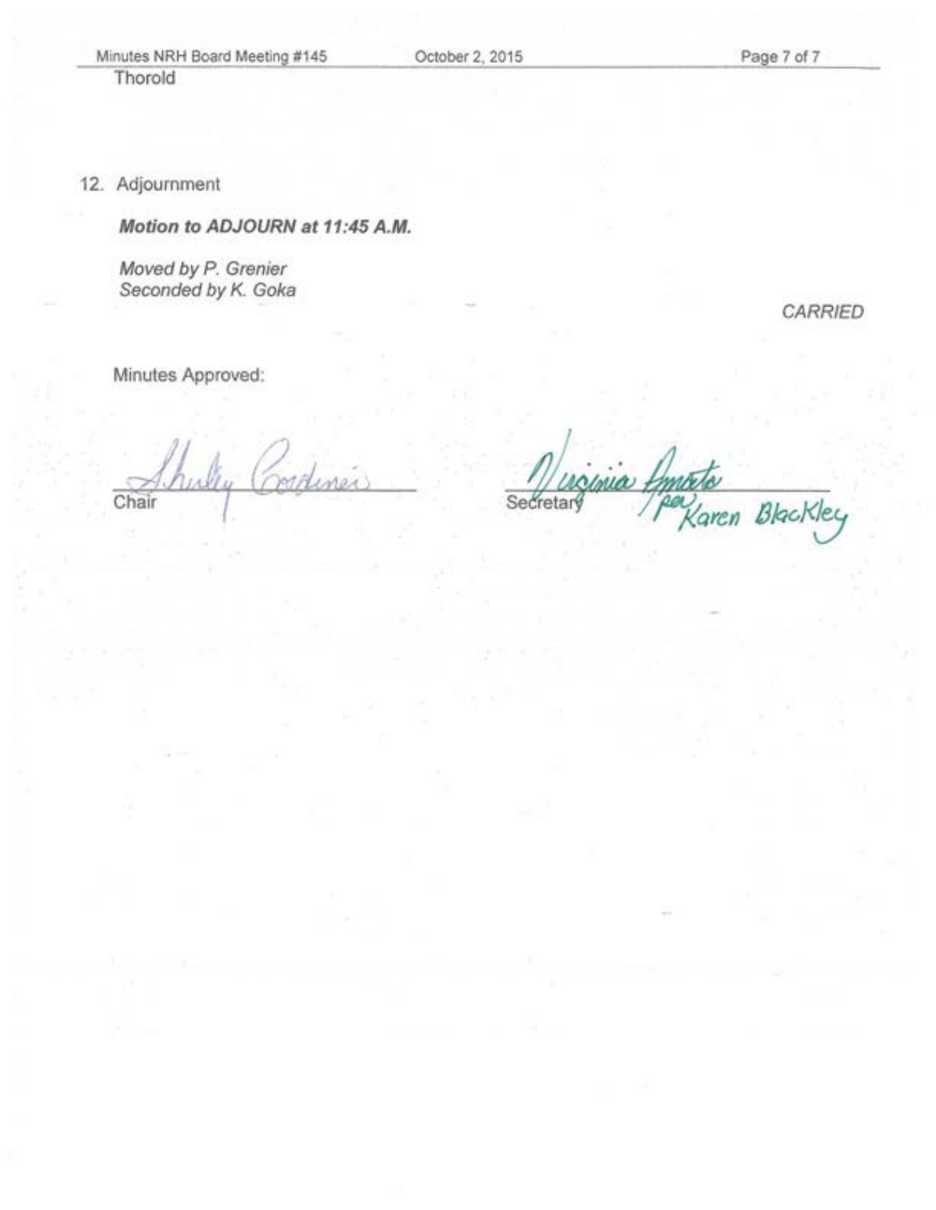Thorold

12. Adjournment

***Motion to ADJOURN at 11:45 A.M.***

*Moved by P. Grenier*
*Seconded by K. Goka*

*CARRIED*

Minutes Approved:

Shirley Cordiner
Chair

Virginia Amato
Secretary per Karen Blackley